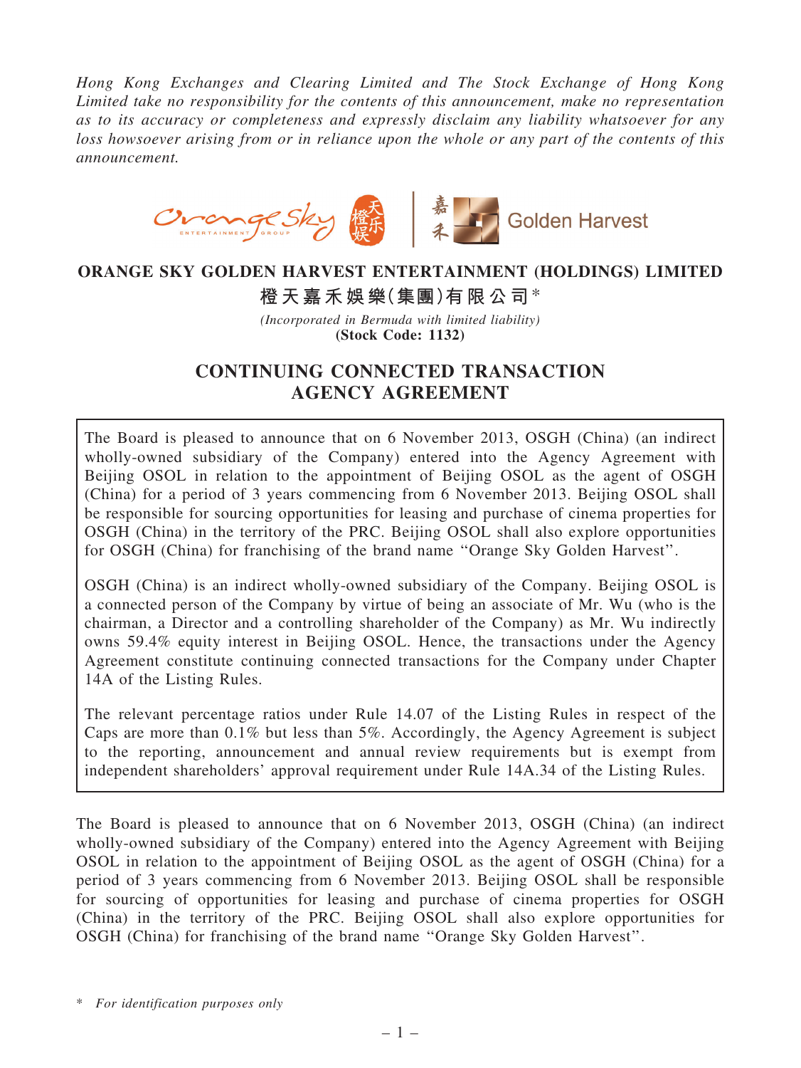*Hong Kong Exchanges and Clearing Limited and The Stock Exchange of Hong Kong Limited take no responsibility for the contents of this announcement, make no representation as to its accuracy or completeness and expressly disclaim any liability whatsoever for any loss howsoever arising from or in reliance upon the whole or any part of the contents of this announcement.*

# ORANGE SKY GOLDEN HARVEST ENTERTAINMENT (HOLDINGS) LIMITED

# 橙天嘉禾娛樂(集團)有限公司*

*(Incorporated in Bermuda with limited liability)*

**(Stock Code: 1132)**

## CONTINUING CONNECTED TRANSACTION AGENCY AGREEMENT

The Board is pleased to announce that on 6 November 2013, OSGH (China) (an indirect wholly-owned subsidiary of the Company) entered into the Agency Agreement with Beijing OSOL in relation to the appointment of Beijing OSOL as the agent of OSGH (China) for a period of 3 years commencing from 6 November 2013. Beijing OSOL shall be responsible for sourcing opportunities for leasing and purchase of cinema properties for OSGH (China) in the territory of the PRC. Beijing OSOL shall also explore opportunities for OSGH (China) for franchising of the brand name "Orange Sky Golden Harvest".

OSGH (China) is an indirect wholly-owned subsidiary of the Company. Beijing OSOL is a connected person of the Company by virtue of being an associate of Mr. Wu (who is the chairman, a Director and a controlling shareholder of the Company) as Mr. Wu indirectly owns 59.4% equity interest in Beijing OSOL. Hence, the transactions under the Agency Agreement constitute continuing connected transactions for the Company under Chapter 14A of the Listing Rules.

The relevant percentage ratios under Rule 14.07 of the Listing Rules in respect of the Caps are more than 0.1% but less than 5%. Accordingly, the Agency Agreement is subject to the reporting, announcement and annual review requirements but is exempt from independent shareholders' approval requirement under Rule 14A.34 of the Listing Rules.

The Board is pleased to announce that on 6 November 2013, OSGH (China) (an indirect wholly-owned subsidiary of the Company) entered into the Agency Agreement with Beijing OSOL in relation to the appointment of Beijing OSOL as the agent of OSGH (China) for a period of 3 years commencing from 6 November 2013. Beijing OSOL shall be responsible for sourcing of opportunities for leasing and purchase of cinema properties for OSGH (China) in the territory of the PRC. Beijing OSOL shall also explore opportunities for OSGH (China) for franchising of the brand name "Orange Sky Golden Harvest".

\* *For identification purposes only*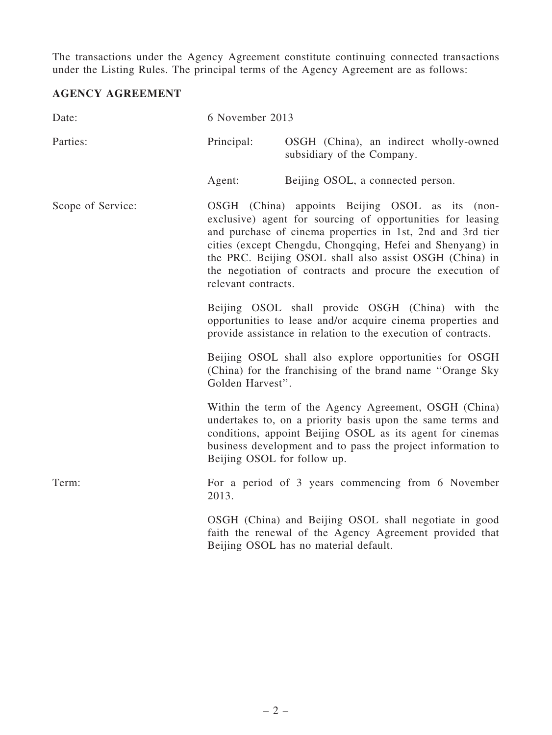The transactions under the Agency Agreement constitute continuing connected transactions under the Listing Rules. The principal terms of the Agency Agreement are as follows:

**AGENCY AGREEMENT**

Date: 6 November 2013

Parties:

Principal: OSGH (China), an indirect wholly-owned subsidiary of the Company.

Agent: Beijing OSOL, a connected person.

Scope of Service:

OSGH (China) appoints Beijing OSOL as its (non-exclusive) agent for sourcing of opportunities for leasing and purchase of cinema properties in 1st, 2nd and 3rd tier cities (except Chengdu, Chongqing, Hefei and Shenyang) in the PRC. Beijing OSOL shall also assist OSGH (China) in the negotiation of contracts and procure the execution of relevant contracts.

Beijing OSOL shall provide OSGH (China) with the opportunities to lease and/or acquire cinema properties and provide assistance in relation to the execution of contracts.

Beijing OSOL shall also explore opportunities for OSGH (China) for the franchising of the brand name "Orange Sky Golden Harvest".

Within the term of the Agency Agreement, OSGH (China) undertakes to, on a priority basis upon the same terms and conditions, appoint Beijing OSOL as its agent for cinemas business development and to pass the project information to Beijing OSOL for follow up.

Term:

For a period of 3 years commencing from 6 November 2013.

OSGH (China) and Beijing OSOL shall negotiate in good faith the renewal of the Agency Agreement provided that Beijing OSOL has no material default.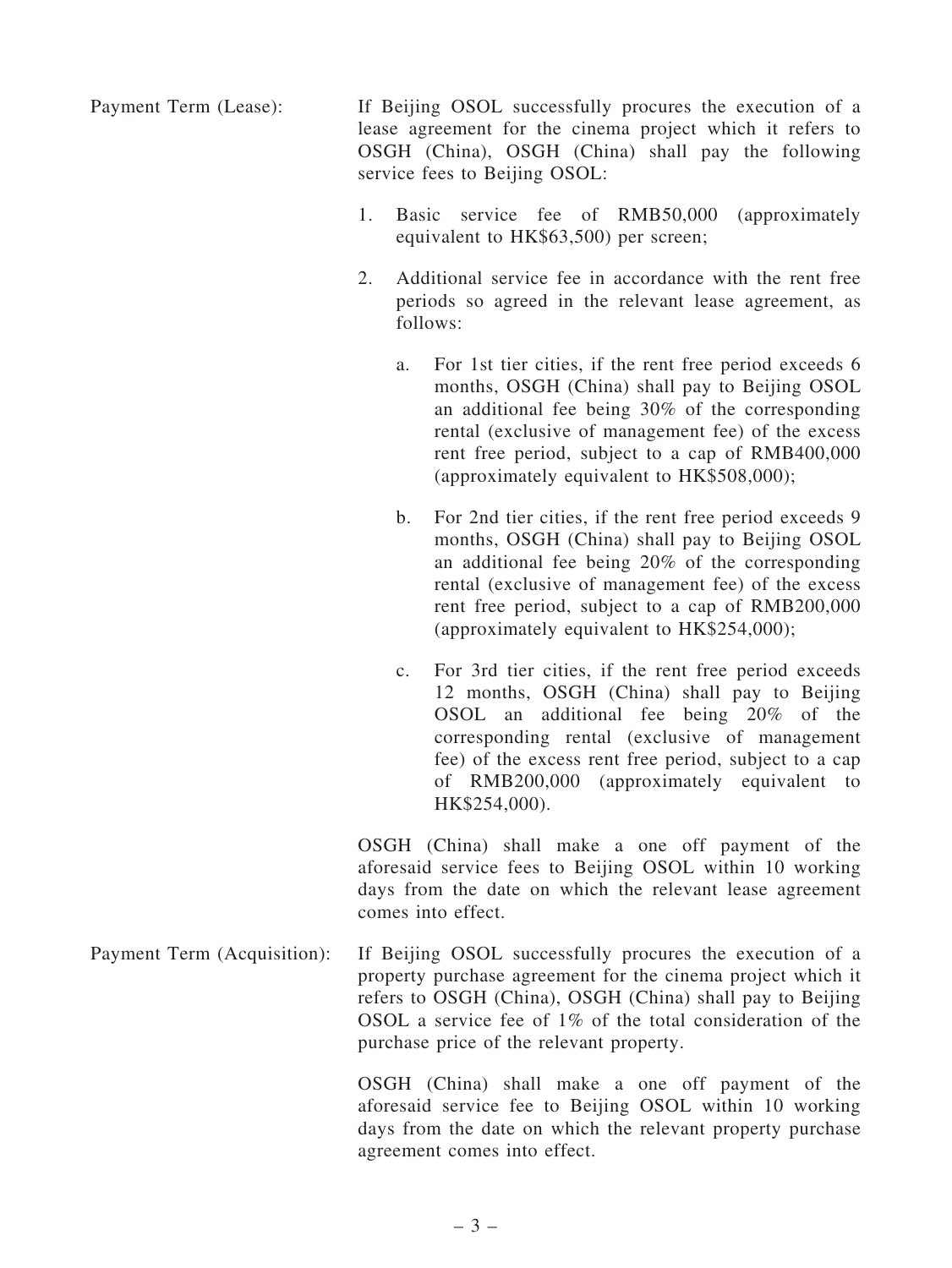**Payment Term (Lease):** If Beijing OSOL successfully procures the execution of a lease agreement for the cinema project which it refers to OSGH (China), OSGH (China) shall pay the following service fees to Beijing OSOL:

1. Basic service fee of RMB50,000 (approximately equivalent to HK$63,500) per screen;

2. Additional service fee in accordance with the rent free periods so agreed in the relevant lease agreement, as follows:

   a. For 1st tier cities, if the rent free period exceeds 6 months, OSGH (China) shall pay to Beijing OSOL an additional fee being 30% of the corresponding rental (exclusive of management fee) of the excess rent free period, subject to a cap of RMB400,000 (approximately equivalent to HK$508,000);

   b. For 2nd tier cities, if the rent free period exceeds 9 months, OSGH (China) shall pay to Beijing OSOL an additional fee being 20% of the corresponding rental (exclusive of management fee) of the excess rent free period, subject to a cap of RMB200,000 (approximately equivalent to HK$254,000);

   c. For 3rd tier cities, if the rent free period exceeds 12 months, OSGH (China) shall pay to Beijing OSOL an additional fee being 20% of the corresponding rental (exclusive of management fee) of the excess rent free period, subject to a cap of RMB200,000 (approximately equivalent to HK$254,000).

OSGH (China) shall make a one off payment of the aforesaid service fees to Beijing OSOL within 10 working days from the date on which the relevant lease agreement comes into effect.

**Payment Term (Acquisition):** If Beijing OSOL successfully procures the execution of a property purchase agreement for the cinema project which it refers to OSGH (China), OSGH (China) shall pay to Beijing OSOL a service fee of 1% of the total consideration of the purchase price of the relevant property.

OSGH (China) shall make a one off payment of the aforesaid service fee to Beijing OSOL within 10 working days from the date on which the relevant property purchase agreement comes into effect.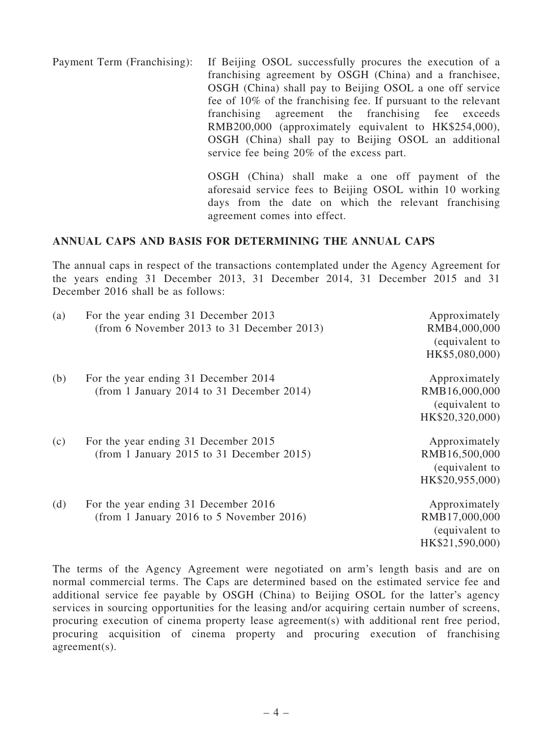Payment Term (Franchising): If Beijing OSOL successfully procures the execution of a franchising agreement by OSGH (China) and a franchisee, OSGH (China) shall pay to Beijing OSOL a one off service fee of 10% of the franchising fee. If pursuant to the relevant franchising agreement the franchising fee exceeds RMB200,000 (approximately equivalent to HK$254,000), OSGH (China) shall pay to Beijing OSOL an additional service fee being 20% of the excess part.

OSGH (China) shall make a one off payment of the aforesaid service fees to Beijing OSOL within 10 working days from the date on which the relevant franchising agreement comes into effect.

## ANNUAL CAPS AND BASIS FOR DETERMINING THE ANNUAL CAPS

The annual caps in respect of the transactions contemplated under the Agency Agreement for the years ending 31 December 2013, 31 December 2014, 31 December 2015 and 31 December 2016 shall be as follows:

| | | |
|---|---|---|
| (a) | For the year ending 31 December 2013 (from 6 November 2013 to 31 December 2013) | Approximately RMB4,000,000 (equivalent to HK$5,080,000) |
| (b) | For the year ending 31 December 2014 (from 1 January 2014 to 31 December 2014) | Approximately RMB16,000,000 (equivalent to HK$20,320,000) |
| (c) | For the year ending 31 December 2015 (from 1 January 2015 to 31 December 2015) | Approximately RMB16,500,000 (equivalent to HK$20,955,000) |
| (d) | For the year ending 31 December 2016 (from 1 January 2016 to 5 November 2016) | Approximately RMB17,000,000 (equivalent to HK$21,590,000) |

The terms of the Agency Agreement were negotiated on arm's length basis and are on normal commercial terms. The Caps are determined based on the estimated service fee and additional service fee payable by OSGH (China) to Beijing OSOL for the latter's agency services in sourcing opportunities for the leasing and/or acquiring certain number of screens, procuring execution of cinema property lease agreement(s) with additional rent free period, procuring acquisition of cinema property and procuring execution of franchising agreement(s).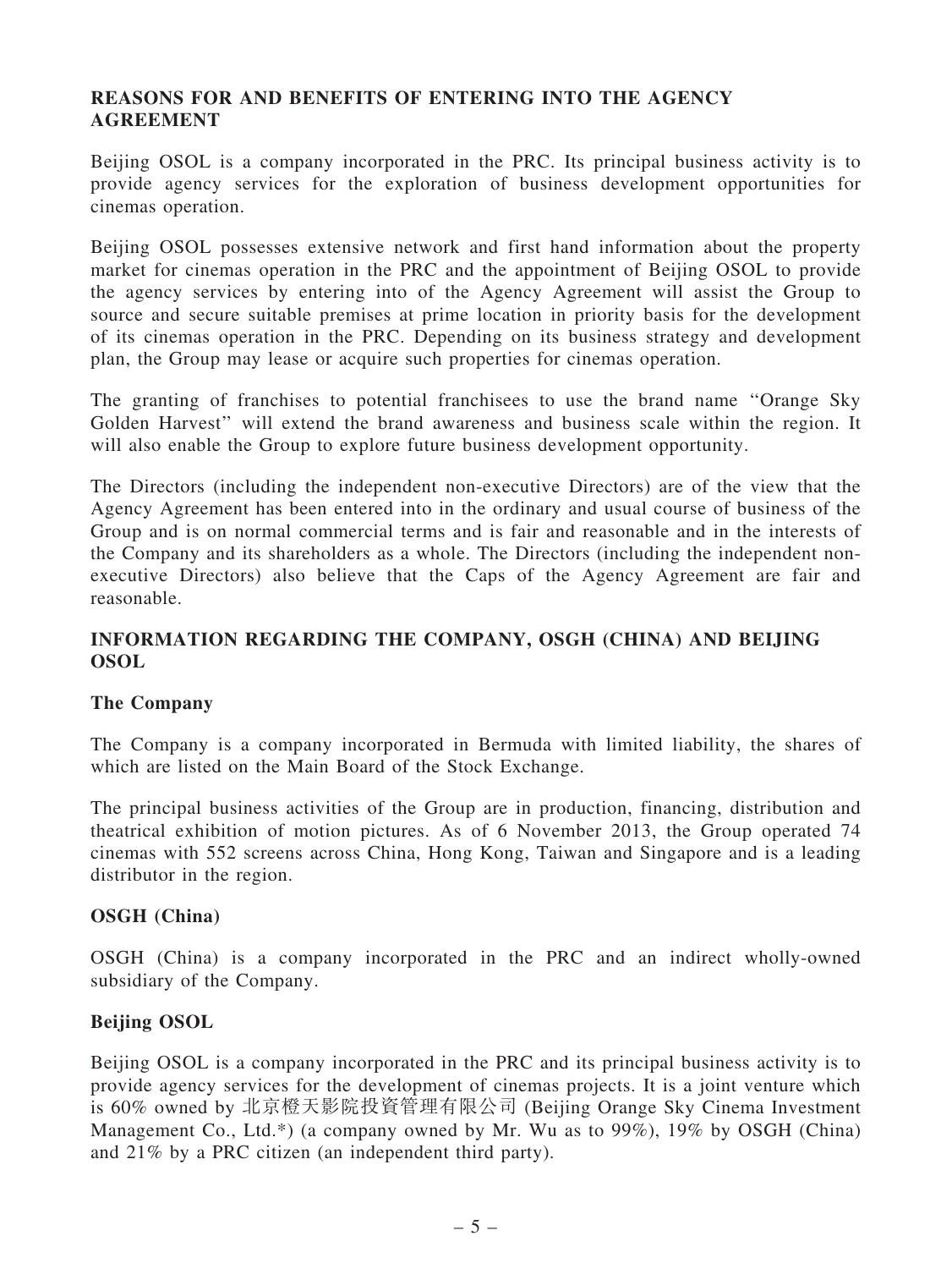## REASONS FOR AND BENEFITS OF ENTERING INTO THE AGENCY AGREEMENT

Beijing OSOL is a company incorporated in the PRC. Its principal business activity is to provide agency services for the exploration of business development opportunities for cinemas operation.

Beijing OSOL possesses extensive network and first hand information about the property market for cinemas operation in the PRC and the appointment of Beijing OSOL to provide the agency services by entering into of the Agency Agreement will assist the Group to source and secure suitable premises at prime location in priority basis for the development of its cinemas operation in the PRC. Depending on its business strategy and development plan, the Group may lease or acquire such properties for cinemas operation.

The granting of franchises to potential franchisees to use the brand name "Orange Sky Golden Harvest" will extend the brand awareness and business scale within the region. It will also enable the Group to explore future business development opportunity.

The Directors (including the independent non-executive Directors) are of the view that the Agency Agreement has been entered into in the ordinary and usual course of business of the Group and is on normal commercial terms and is fair and reasonable and in the interests of the Company and its shareholders as a whole. The Directors (including the independent non-executive Directors) also believe that the Caps of the Agency Agreement are fair and reasonable.

## INFORMATION REGARDING THE COMPANY, OSGH (CHINA) AND BEIJING OSOL

### The Company

The Company is a company incorporated in Bermuda with limited liability, the shares of which are listed on the Main Board of the Stock Exchange.

The principal business activities of the Group are in production, financing, distribution and theatrical exhibition of motion pictures. As of 6 November 2013, the Group operated 74 cinemas with 552 screens across China, Hong Kong, Taiwan and Singapore and is a leading distributor in the region.

### OSGH (China)

OSGH (China) is a company incorporated in the PRC and an indirect wholly-owned subsidiary of the Company.

### Beijing OSOL

Beijing OSOL is a company incorporated in the PRC and its principal business activity is to provide agency services for the development of cinemas projects. It is a joint venture which is 60% owned by 北京橙天影院投資管理有限公司 (Beijing Orange Sky Cinema Investment Management Co., Ltd.*) (a company owned by Mr. Wu as to 99%), 19% by OSGH (China) and 21% by a PRC citizen (an independent third party).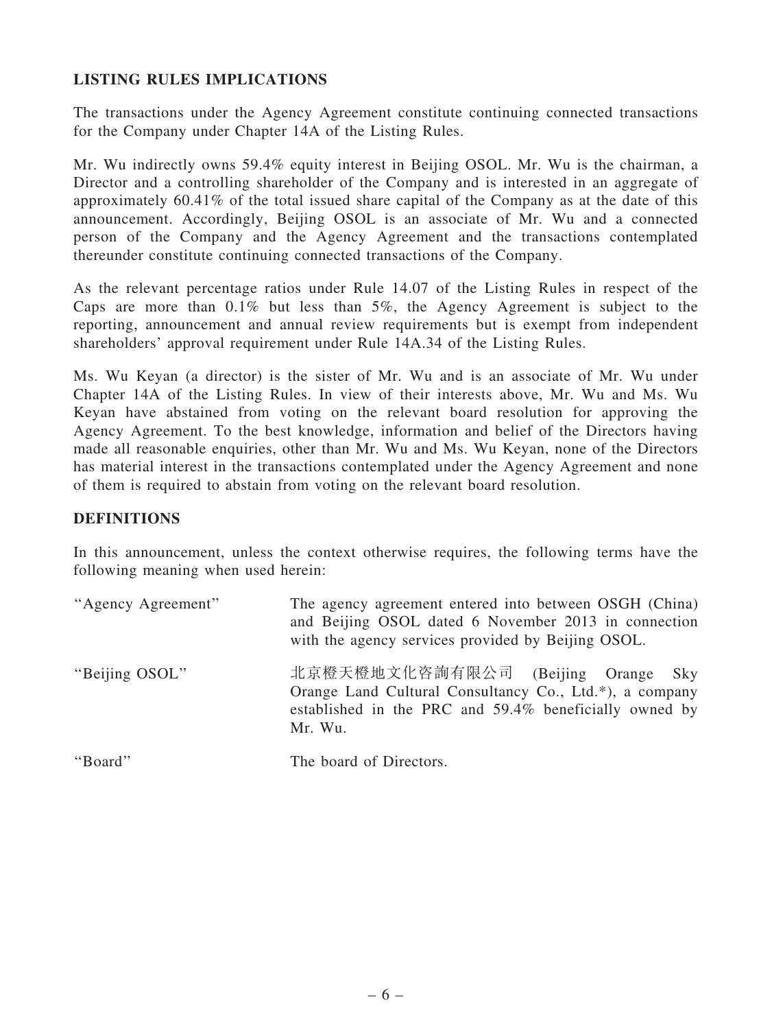## LISTING RULES IMPLICATIONS

The transactions under the Agency Agreement constitute continuing connected transactions for the Company under Chapter 14A of the Listing Rules.

Mr. Wu indirectly owns 59.4% equity interest in Beijing OSOL. Mr. Wu is the chairman, a Director and a controlling shareholder of the Company and is interested in an aggregate of approximately 60.41% of the total issued share capital of the Company as at the date of this announcement. Accordingly, Beijing OSOL is an associate of Mr. Wu and a connected person of the Company and the Agency Agreement and the transactions contemplated thereunder constitute continuing connected transactions of the Company.

As the relevant percentage ratios under Rule 14.07 of the Listing Rules in respect of the Caps are more than 0.1% but less than 5%, the Agency Agreement is subject to the reporting, announcement and annual review requirements but is exempt from independent shareholders' approval requirement under Rule 14A.34 of the Listing Rules.

Ms. Wu Keyan (a director) is the sister of Mr. Wu and is an associate of Mr. Wu under Chapter 14A of the Listing Rules. In view of their interests above, Mr. Wu and Ms. Wu Keyan have abstained from voting on the relevant board resolution for approving the Agency Agreement. To the best knowledge, information and belief of the Directors having made all reasonable enquiries, other than Mr. Wu and Ms. Wu Keyan, none of the Directors has material interest in the transactions contemplated under the Agency Agreement and none of them is required to abstain from voting on the relevant board resolution.

## DEFINITIONS

In this announcement, unless the context otherwise requires, the following terms have the following meaning when used herein:

| | |
|---|---|
| "Agency Agreement" | The agency agreement entered into between OSGH (China) and Beijing OSOL dated 6 November 2013 in connection with the agency services provided by Beijing OSOL. |
| "Beijing OSOL" | 北京橙天橙地文化咨詢有限公司 (Beijing Orange Sky Orange Land Cultural Consultancy Co., Ltd.*), a company established in the PRC and 59.4% beneficially owned by Mr. Wu. |
| "Board" | The board of Directors. |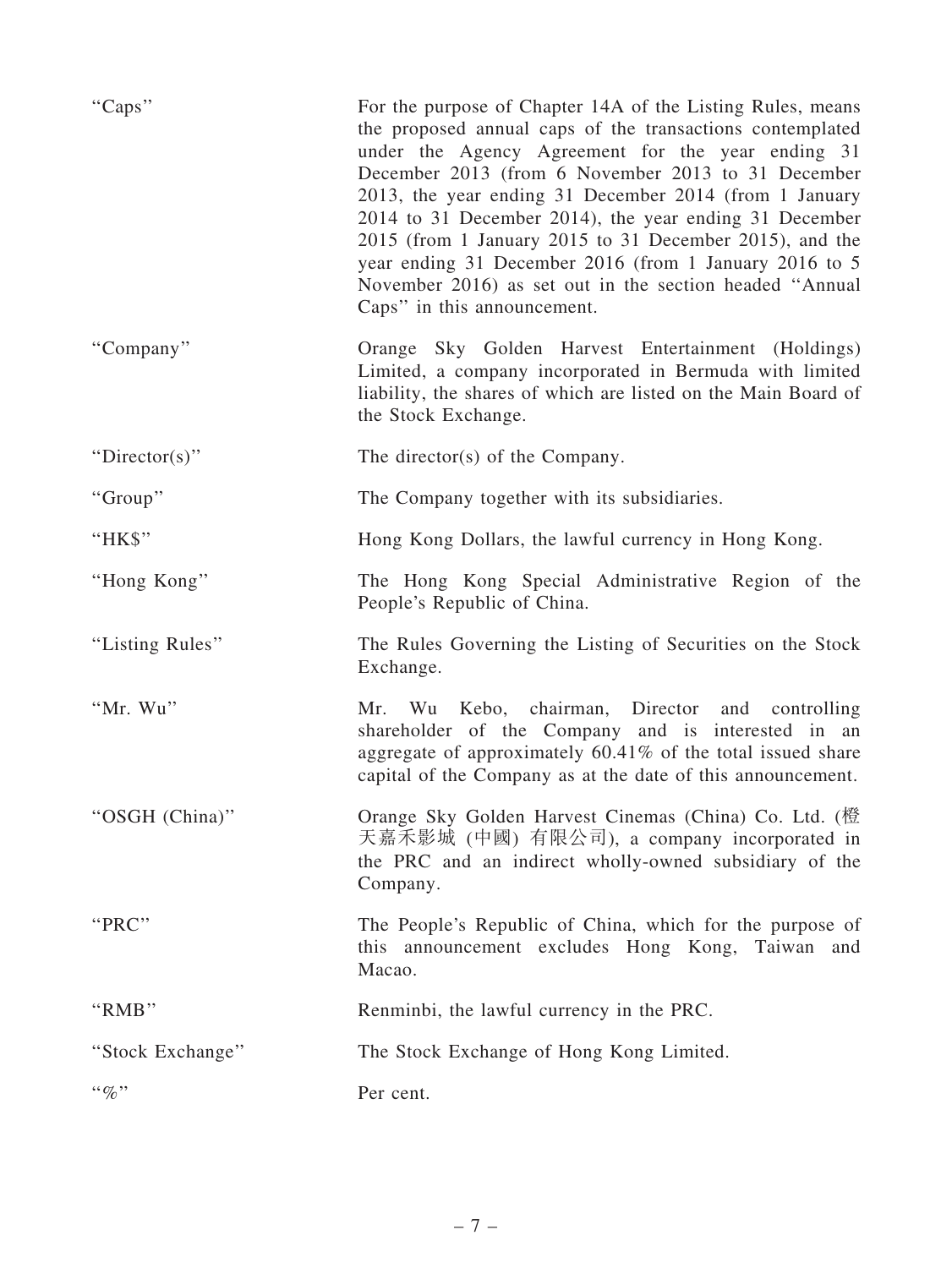| | |
|---|---|
| "Caps" | For the purpose of Chapter 14A of the Listing Rules, means the proposed annual caps of the transactions contemplated under the Agency Agreement for the year ending 31 December 2013 (from 6 November 2013 to 31 December 2013, the year ending 31 December 2014 (from 1 January 2014 to 31 December 2014), the year ending 31 December 2015 (from 1 January 2015 to 31 December 2015), and the year ending 31 December 2016 (from 1 January 2016 to 5 November 2016) as set out in the section headed "Annual Caps" in this announcement. |
| "Company" | Orange Sky Golden Harvest Entertainment (Holdings) Limited, a company incorporated in Bermuda with limited liability, the shares of which are listed on the Main Board of the Stock Exchange. |
| "Director(s)" | The director(s) of the Company. |
| "Group" | The Company together with its subsidiaries. |
| "HK$" | Hong Kong Dollars, the lawful currency in Hong Kong. |
| "Hong Kong" | The Hong Kong Special Administrative Region of the People's Republic of China. |
| "Listing Rules" | The Rules Governing the Listing of Securities on the Stock Exchange. |
| "Mr. Wu" | Mr. Wu Kebo, chairman, Director and controlling shareholder of the Company and is interested in an aggregate of approximately 60.41% of the total issued share capital of the Company as at the date of this announcement. |
| "OSGH (China)" | Orange Sky Golden Harvest Cinemas (China) Co. Ltd. (橙天嘉禾影城 (中國) 有限公司), a company incorporated in the PRC and an indirect wholly-owned subsidiary of the Company. |
| "PRC" | The People's Republic of China, which for the purpose of this announcement excludes Hong Kong, Taiwan and Macao. |
| "RMB" | Renminbi, the lawful currency in the PRC. |
| "Stock Exchange" | The Stock Exchange of Hong Kong Limited. |
| "%" | Per cent. |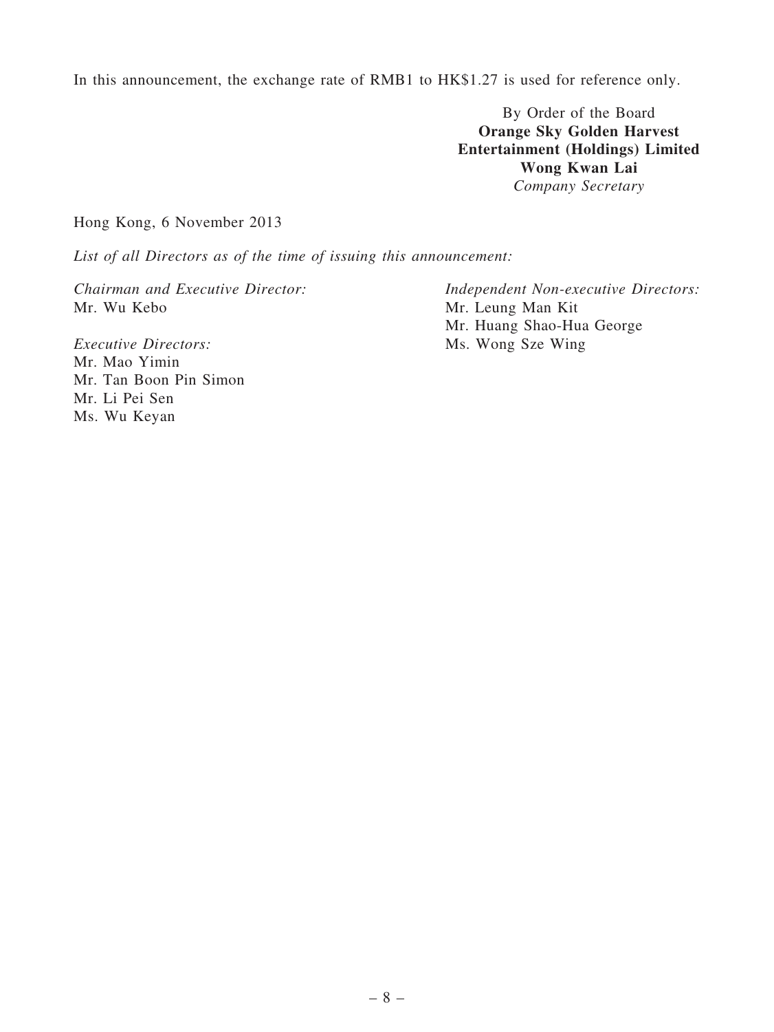In this announcement, the exchange rate of RMB1 to HK$1.27 is used for reference only.

By Order of the Board
**Orange Sky Golden Harvest Entertainment (Holdings) Limited**
**Wong Kwan Lai**
*Company Secretary*

Hong Kong, 6 November 2013

*List of all Directors as of the time of issuing this announcement:*

*Chairman and Executive Director:*
Mr. Wu Kebo

*Executive Directors:*
Mr. Mao Yimin
Mr. Tan Boon Pin Simon
Mr. Li Pei Sen
Ms. Wu Keyan

*Independent Non-executive Directors:*
Mr. Leung Man Kit
Mr. Huang Shao-Hua George
Ms. Wong Sze Wing